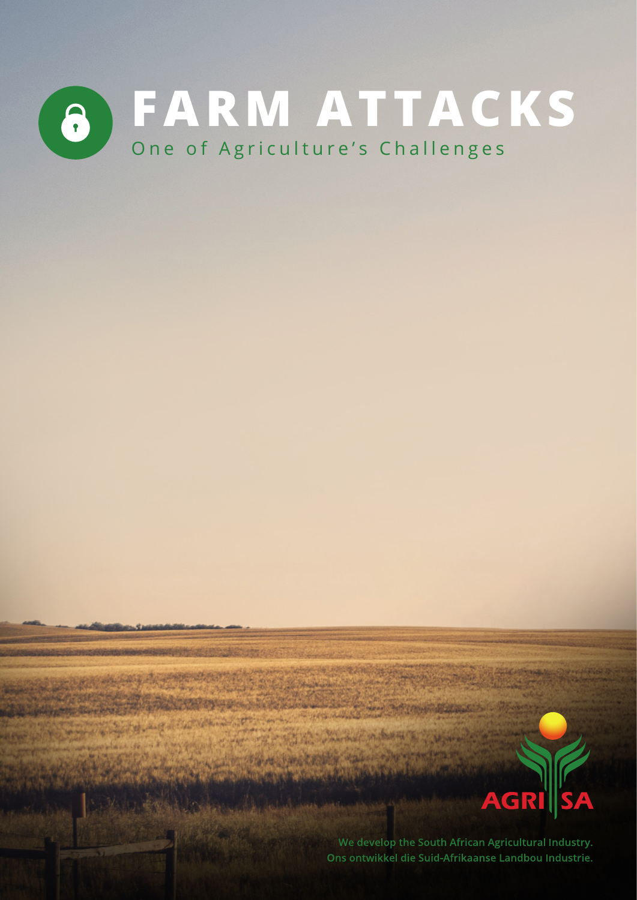# FARM ATTACKS

One of Agriculture's Challenges

AGRI SA

We develop the South African Agricultural Industry.
Ons ontwikkel die Suid-Afrikaanse Landbou Industrie.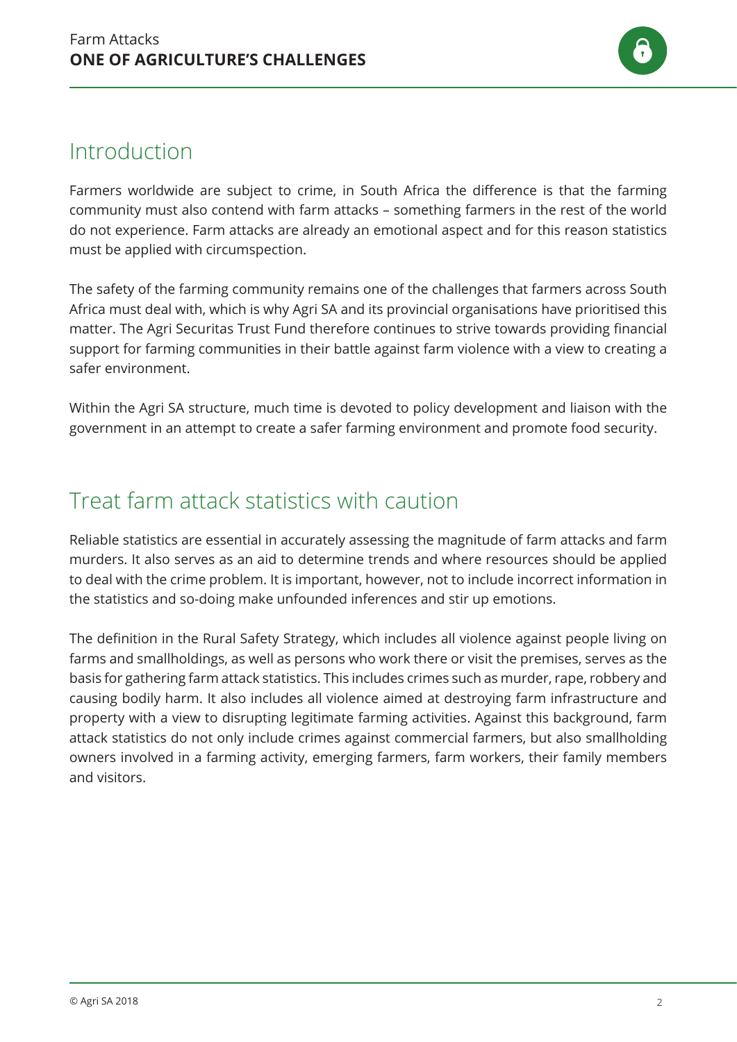## Introduction

Farmers worldwide are subject to crime, in South Africa the difference is that the farming community must also contend with farm attacks – something farmers in the rest of the world do not experience. Farm attacks are already an emotional aspect and for this reason statistics must be applied with circumspection.

The safety of the farming community remains one of the challenges that farmers across South Africa must deal with, which is why Agri SA and its provincial organisations have prioritised this matter. The Agri Securitas Trust Fund therefore continues to strive towards providing financial support for farming communities in their battle against farm violence with a view to creating a safer environment.

Within the Agri SA structure, much time is devoted to policy development and liaison with the government in an attempt to create a safer farming environment and promote food security.

## Treat farm attack statistics with caution

Reliable statistics are essential in accurately assessing the magnitude of farm attacks and farm murders. It also serves as an aid to determine trends and where resources should be applied to deal with the crime problem. It is important, however, not to include incorrect information in the statistics and so-doing make unfounded inferences and stir up emotions.

The definition in the Rural Safety Strategy, which includes all violence against people living on farms and smallholdings, as well as persons who work there or visit the premises, serves as the basis for gathering farm attack statistics. This includes crimes such as murder, rape, robbery and causing bodily harm. It also includes all violence aimed at destroying farm infrastructure and property with a view to disrupting legitimate farming activities. Against this background, farm attack statistics do not only include crimes against commercial farmers, but also smallholding owners involved in a farming activity, emerging farmers, farm workers, their family members and visitors.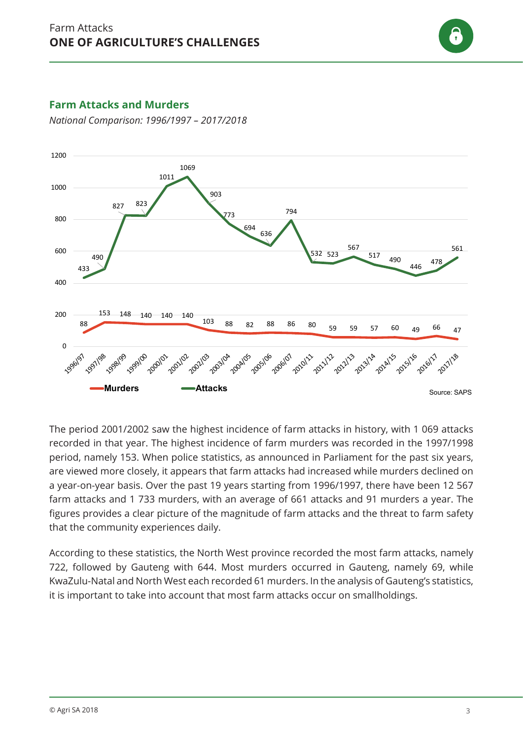## Farm Attacks and Murders

*National Comparison: 1996/1997 – 2017/2018*

| Year | Murders | Attacks |
|---|---|---|
| 1996/97 | 88 | 433 |
| 1997/98 | 153 | 490 |
| 1998/99 | 148 | 827 |
| 1999/00 | 140 | 823 |
| 2000/01 | 140 | 1011 |
| 2001/02 | 140 | 1069 |
| 2002/03 | 103 | 903 |
| 2003/04 | 88 | 773 |
| 2004/05 | 82 | 694 |
| 2005/06 | 88 | 636 |
| 2006/07 | 86 | 794 |
| 2010/11 | 80 | 532 |
| 2011/12 | 59 | 523 |
| 2012/13 | 59 | 567 |
| 2013/14 | 57 | 517 |
| 2014/15 | 60 | 490 |
| 2015/16 | 49 | 446 |
| 2016/17 | 66 | 478 |
| 2017/18 | 47 | 561 |

Source: SAPS

The period 2001/2002 saw the highest incidence of farm attacks in history, with 1 069 attacks recorded in that year. The highest incidence of farm murders was recorded in the 1997/1998 period, namely 153. When police statistics, as announced in Parliament for the past six years, are viewed more closely, it appears that farm attacks had increased while murders declined on a year-on-year basis. Over the past 19 years starting from 1996/1997, there have been 12 567 farm attacks and 1 733 murders, with an average of 661 attacks and 91 murders a year. The figures provides a clear picture of the magnitude of farm attacks and the threat to farm safety that the community experiences daily.

According to these statistics, the North West province recorded the most farm attacks, namely 722, followed by Gauteng with 644. Most murders occurred in Gauteng, namely 69, while KwaZulu-Natal and North West each recorded 61 murders. In the analysis of Gauteng's statistics, it is important to take into account that most farm attacks occur on smallholdings.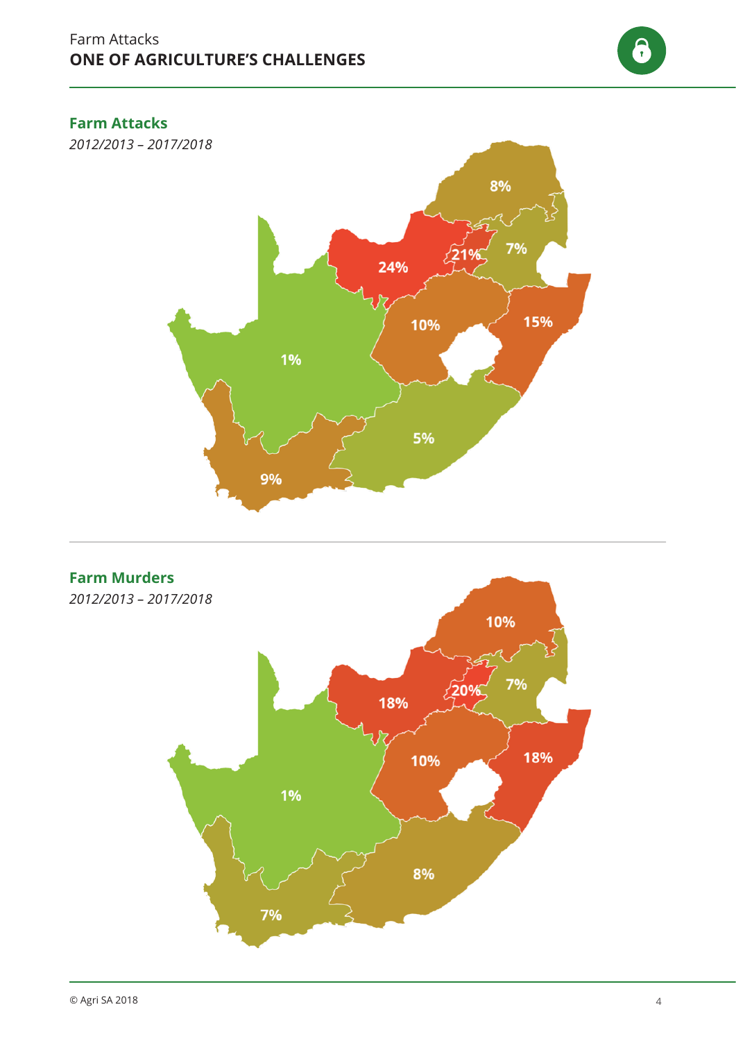## Farm Attacks

*2012/2013 – 2017/2018*

8%

7%

21%

24%

10%

15%

1%

5%

9%

## Farm Murders

*2012/2013 – 2017/2018*

10%

7%

20%

18%

10%

18%

1%

8%

7%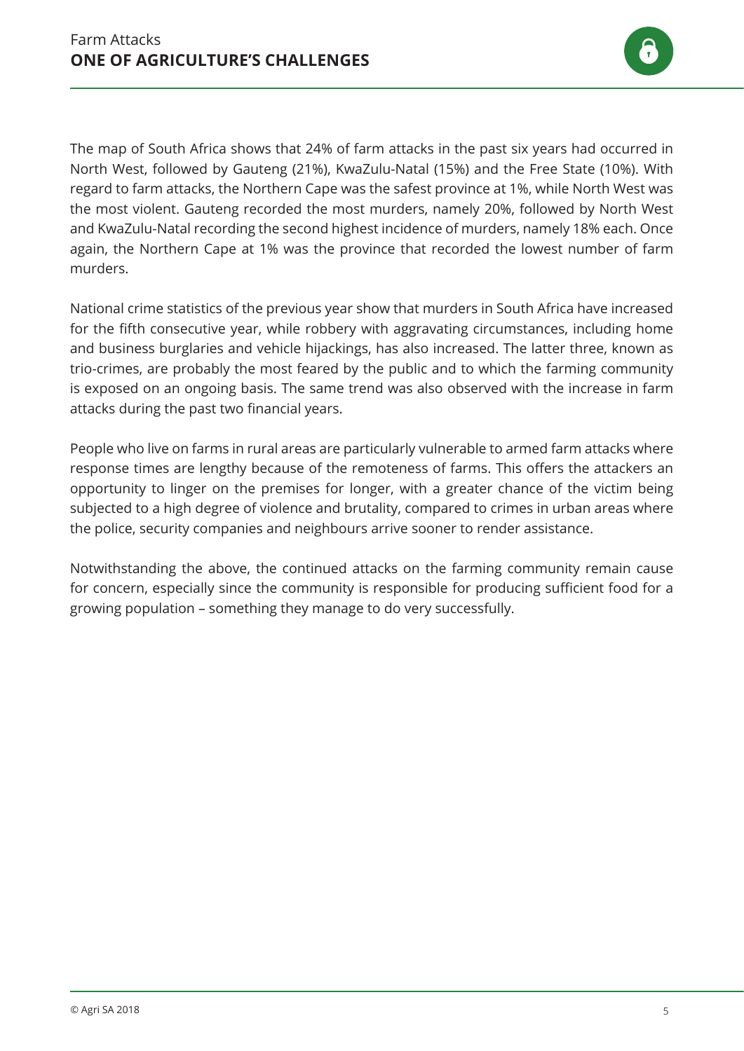The map of South Africa shows that 24% of farm attacks in the past six years had occurred in North West, followed by Gauteng (21%), KwaZulu-Natal (15%) and the Free State (10%). With regard to farm attacks, the Northern Cape was the safest province at 1%, while North West was the most violent. Gauteng recorded the most murders, namely 20%, followed by North West and KwaZulu-Natal recording the second highest incidence of murders, namely 18% each. Once again, the Northern Cape at 1% was the province that recorded the lowest number of farm murders.

National crime statistics of the previous year show that murders in South Africa have increased for the fifth consecutive year, while robbery with aggravating circumstances, including home and business burglaries and vehicle hijackings, has also increased. The latter three, known as trio-crimes, are probably the most feared by the public and to which the farming community is exposed on an ongoing basis. The same trend was also observed with the increase in farm attacks during the past two financial years.

People who live on farms in rural areas are particularly vulnerable to armed farm attacks where response times are lengthy because of the remoteness of farms. This offers the attackers an opportunity to linger on the premises for longer, with a greater chance of the victim being subjected to a high degree of violence and brutality, compared to crimes in urban areas where the police, security companies and neighbours arrive sooner to render assistance.

Notwithstanding the above, the continued attacks on the farming community remain cause for concern, especially since the community is responsible for producing sufficient food for a growing population – something they manage to do very successfully.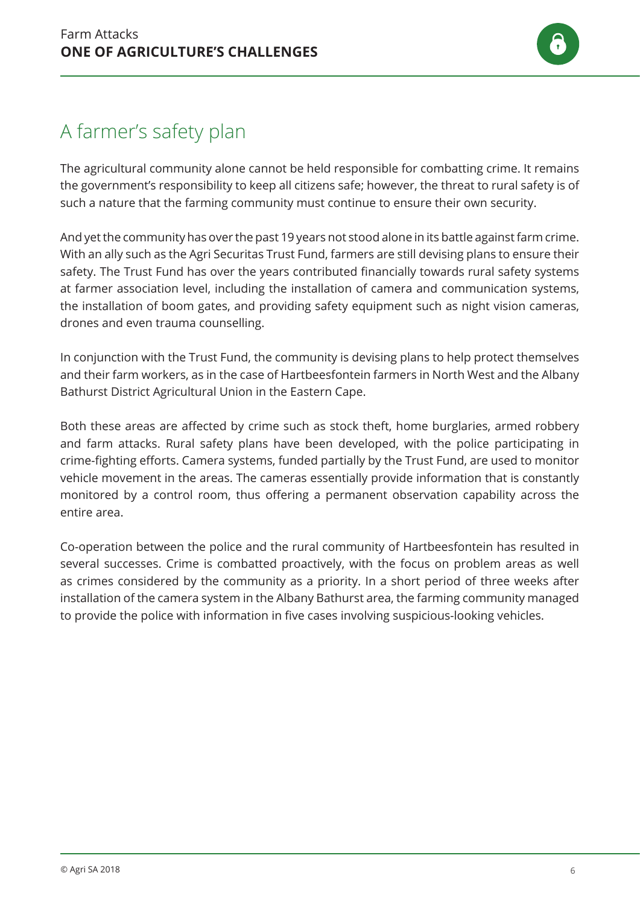## A farmer's safety plan

The agricultural community alone cannot be held responsible for combatting crime. It remains the government's responsibility to keep all citizens safe; however, the threat to rural safety is of such a nature that the farming community must continue to ensure their own security.

And yet the community has over the past 19 years not stood alone in its battle against farm crime. With an ally such as the Agri Securitas Trust Fund, farmers are still devising plans to ensure their safety. The Trust Fund has over the years contributed financially towards rural safety systems at farmer association level, including the installation of camera and communication systems, the installation of boom gates, and providing safety equipment such as night vision cameras, drones and even trauma counselling.

In conjunction with the Trust Fund, the community is devising plans to help protect themselves and their farm workers, as in the case of Hartbeesfontein farmers in North West and the Albany Bathurst District Agricultural Union in the Eastern Cape.

Both these areas are affected by crime such as stock theft, home burglaries, armed robbery and farm attacks. Rural safety plans have been developed, with the police participating in crime-fighting efforts. Camera systems, funded partially by the Trust Fund, are used to monitor vehicle movement in the areas. The cameras essentially provide information that is constantly monitored by a control room, thus offering a permanent observation capability across the entire area.

Co-operation between the police and the rural community of Hartbeesfontein has resulted in several successes. Crime is combatted proactively, with the focus on problem areas as well as crimes considered by the community as a priority. In a short period of three weeks after installation of the camera system in the Albany Bathurst area, the farming community managed to provide the police with information in five cases involving suspicious-looking vehicles.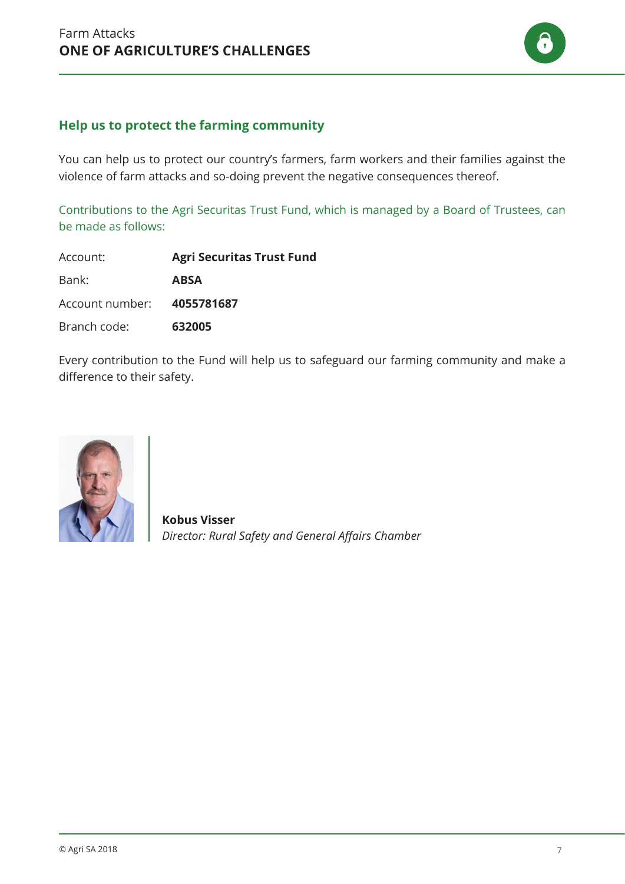## Help us to protect the farming community

You can help us to protect our country's farmers, farm workers and their families against the violence of farm attacks and so-doing prevent the negative consequences thereof.

Contributions to the Agri Securitas Trust Fund, which is managed by a Board of Trustees, can be made as follows:

| | |
|---|---|
| Account: | **Agri Securitas Trust Fund** |
| Bank: | **ABSA** |
| Account number: | **4055781687** |
| Branch code: | **632005** |

Every contribution to the Fund will help us to safeguard our farming community and make a difference to their safety.

**Kobus Visser**
*Director: Rural Safety and General Affairs Chamber*

© Agri SA 2018